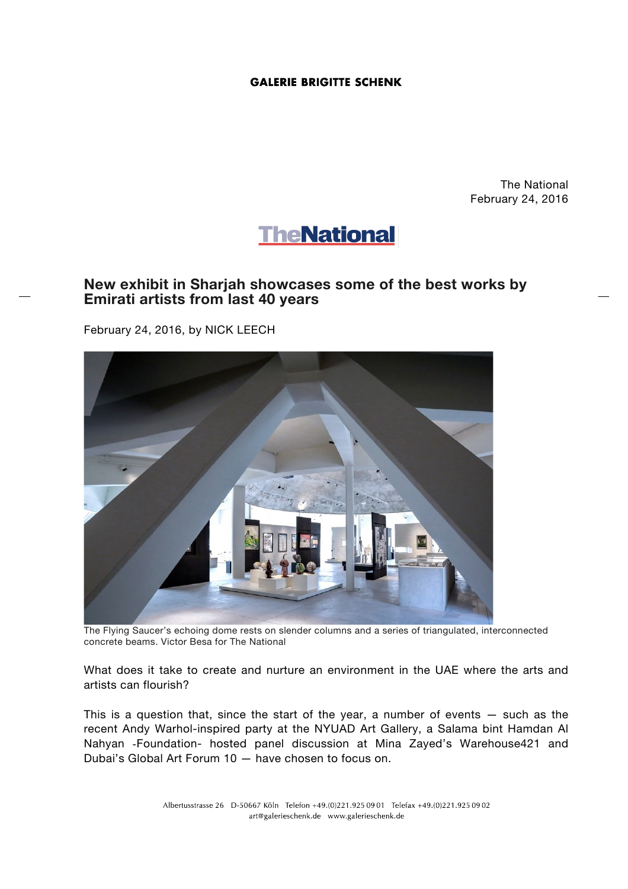The National
February 24, 2016

# New exhibit in Sharjah showcases some of the best works by Emirati artists from last 40 years

February 24, 2016, by NICK LEECH

The Flying Saucer's echoing dome rests on slender columns and a series of triangulated, interconnected concrete beams. Victor Besa for The National

What does it take to create and nurture an environment in the UAE where the arts and artists can flourish?

This is a question that, since the start of the year, a number of events — such as the recent Andy Warhol-inspired party at the NYUAD Art Gallery, a Salama bint Hamdan Al Nahyan -Foundation- hosted panel discussion at Mina Zayed's Warehouse421 and Dubai's Global Art Forum 10 — have chosen to focus on.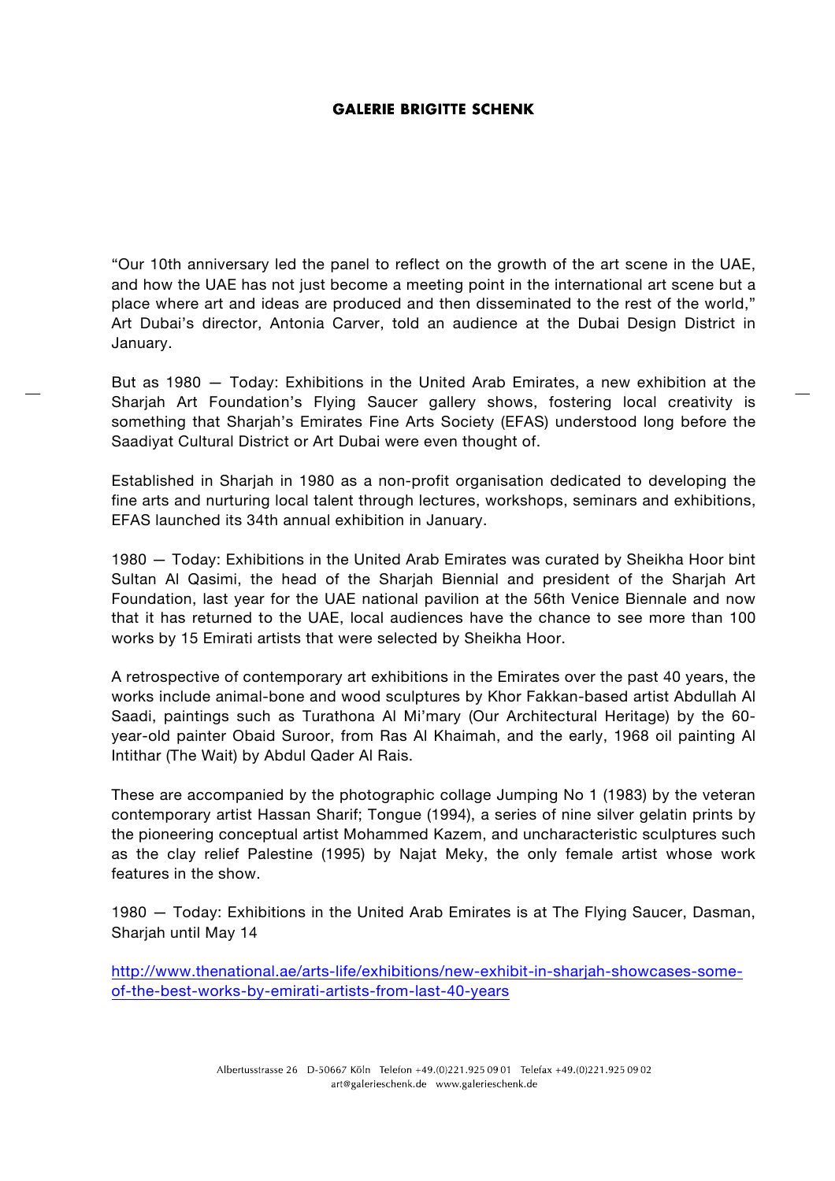"Our 10th anniversary led the panel to reflect on the growth of the art scene in the UAE, and how the UAE has not just become a meeting point in the international art scene but a place where art and ideas are produced and then disseminated to the rest of the world," Art Dubai's director, Antonia Carver, told an audience at the Dubai Design District in January.

But as 1980 — Today: Exhibitions in the United Arab Emirates, a new exhibition at the Sharjah Art Foundation's Flying Saucer gallery shows, fostering local creativity is something that Sharjah's Emirates Fine Arts Society (EFAS) understood long before the Saadiyat Cultural District or Art Dubai were even thought of.

Established in Sharjah in 1980 as a non-profit organisation dedicated to developing the fine arts and nurturing local talent through lectures, workshops, seminars and exhibitions, EFAS launched its 34th annual exhibition in January.

1980 — Today: Exhibitions in the United Arab Emirates was curated by Sheikha Hoor bint Sultan Al Qasimi, the head of the Sharjah Biennial and president of the Sharjah Art Foundation, last year for the UAE national pavilion at the 56th Venice Biennale and now that it has returned to the UAE, local audiences have the chance to see more than 100 works by 15 Emirati artists that were selected by Sheikha Hoor.

A retrospective of contemporary art exhibitions in the Emirates over the past 40 years, the works include animal-bone and wood sculptures by Khor Fakkan-based artist Abdullah Al Saadi, paintings such as Turathona Al Mi'mary (Our Architectural Heritage) by the 60-year-old painter Obaid Suroor, from Ras Al Khaimah, and the early, 1968 oil painting Al Intithar (The Wait) by Abdul Qader Al Rais.

These are accompanied by the photographic collage Jumping No 1 (1983) by the veteran contemporary artist Hassan Sharif; Tongue (1994), a series of nine silver gelatin prints by the pioneering conceptual artist Mohammed Kazem, and uncharacteristic sculptures such as the clay relief Palestine (1995) by Najat Meky, the only female artist whose work features in the show.

1980 — Today: Exhibitions in the United Arab Emirates is at The Flying Saucer, Dasman, Sharjah until May 14

[http://www.thenational.ae/arts-life/exhibitions/new-exhibit-in-sharjah-showcases-some-of-the-best-works-by-emirati-artists-from-last-40-years](http://www.thenational.ae/arts-life/exhibitions/new-exhibit-in-sharjah-showcases-some-of-the-best-works-by-emirati-artists-from-last-40-years)